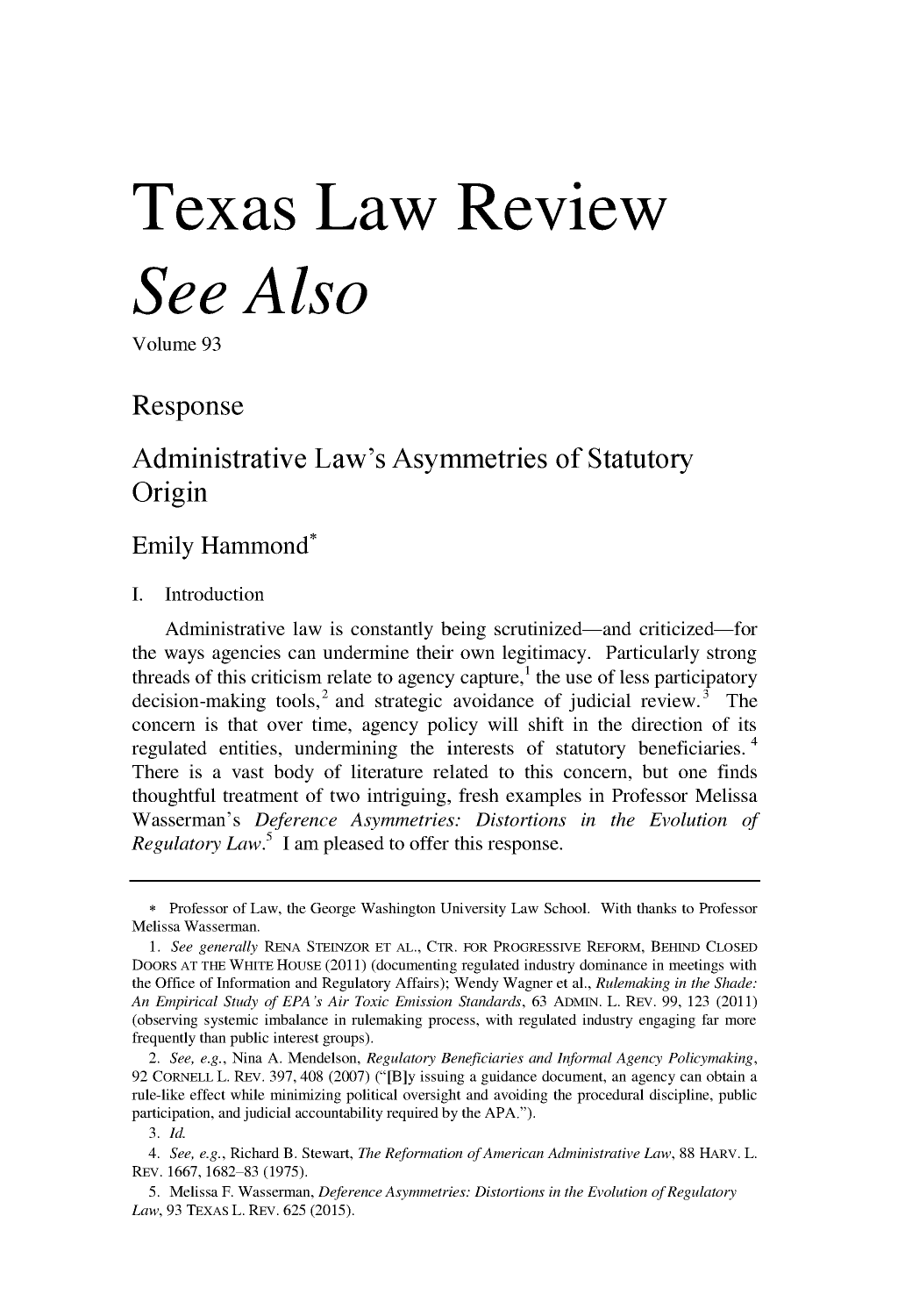# Texas Law Review

# *See Also*

Volume 93

## Response

## Administrative Law's Asymmetries of Statutory Origin

Emily Hammond*

### I. Introduction

Administrative law is constantly being scrutinized—and criticized—for the ways agencies can undermine their own legitimacy. Particularly strong threads of this criticism relate to agency capture,[1] the use of less participatory decision-making tools,[2] and strategic avoidance of judicial review.[3] The concern is that over time, agency policy will shift in the direction of its regulated entities, undermining the interests of statutory beneficiaries.[4] There is a vast body of literature related to this concern, but one finds thoughtful treatment of two intriguing, fresh examples in Professor Melissa Wasserman's *Deference Asymmetries: Distortions in the Evolution of Regulatory Law*.[5] I am pleased to offer this response.

---

\* Professor of Law, the George Washington University Law School. With thanks to Professor Melissa Wasserman.

1. *See generally* RENA STEINZOR ET AL., CTR. FOR PROGRESSIVE REFORM, BEHIND CLOSED DOORS AT THE WHITE HOUSE (2011) (documenting regulated industry dominance in meetings with the Office of Information and Regulatory Affairs); Wendy Wagner et al., *Rulemaking in the Shade: An Empirical Study of EPA's Air Toxic Emission Standards*, 63 ADMIN. L. REV. 99, 123 (2011) (observing systemic imbalance in rulemaking process, with regulated industry engaging far more frequently than public interest groups).

2. *See, e.g.*, Nina A. Mendelson, *Regulatory Beneficiaries and Informal Agency Policymaking*, 92 CORNELL L. REV. 397, 408 (2007) ("[B]y issuing a guidance document, an agency can obtain a rule-like effect while minimizing political oversight and avoiding the procedural discipline, public participation, and judicial accountability required by the APA.").

3. *Id.*

4. *See, e.g.*, Richard B. Stewart, *The Reformation of American Administrative Law*, 88 HARV. L. REV. 1667, 1682–83 (1975).

5. Melissa F. Wasserman, *Deference Asymmetries: Distortions in the Evolution of Regulatory Law*, 93 TEXAS L. REV. 625 (2015).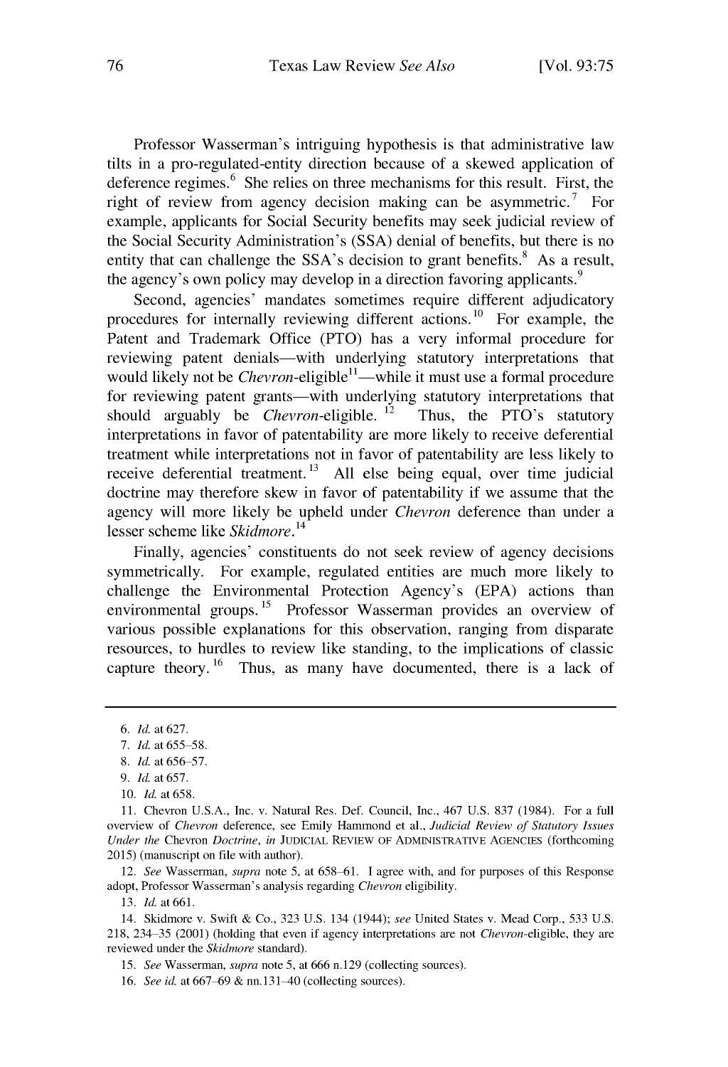Professor Wasserman's intriguing hypothesis is that administrative law tilts in a pro-regulated-entity direction because of a skewed application of deference regimes.[6] She relies on three mechanisms for this result. First, the right of review from agency decision making can be asymmetric.[7] For example, applicants for Social Security benefits may seek judicial review of the Social Security Administration's (SSA) denial of benefits, but there is no entity that can challenge the SSA's decision to grant benefits.[8] As a result, the agency's own policy may develop in a direction favoring applicants.[9]

Second, agencies' mandates sometimes require different adjudicatory procedures for internally reviewing different actions.[10] For example, the Patent and Trademark Office (PTO) has a very informal procedure for reviewing patent denials—with underlying statutory interpretations that would likely not be *Chevron*-eligible[11]—while it must use a formal procedure for reviewing patent grants—with underlying statutory interpretations that should arguably be *Chevron*-eligible.[12] Thus, the PTO's statutory interpretations in favor of patentability are more likely to receive deferential treatment while interpretations not in favor of patentability are less likely to receive deferential treatment.[13] All else being equal, over time judicial doctrine may therefore skew in favor of patentability if we assume that the agency will more likely be upheld under *Chevron* deference than under a lesser scheme like *Skidmore*.[14]

Finally, agencies' constituents do not seek review of agency decisions symmetrically. For example, regulated entities are much more likely to challenge the Environmental Protection Agency's (EPA) actions than environmental groups.[15] Professor Wasserman provides an overview of various possible explanations for this observation, ranging from disparate resources, to hurdles to review like standing, to the implications of classic capture theory.[16] Thus, as many have documented, there is a lack of

---

6. *Id.* at 627.

7. *Id.* at 655–58.

8. *Id.* at 656–57.

9. *Id.* at 657.

10. *Id.* at 658.

11. Chevron U.S.A., Inc. v. Natural Res. Def. Council, Inc., 467 U.S. 837 (1984). For a full overview of *Chevron* deference, see Emily Hammond et al., *Judicial Review of Statutory Issues Under the* Chevron *Doctrine*, *in* JUDICIAL REVIEW OF ADMINISTRATIVE AGENCIES (forthcoming 2015) (manuscript on file with author).

12. *See* Wasserman, *supra* note 5, at 658–61. I agree with, and for purposes of this Response adopt, Professor Wasserman's analysis regarding *Chevron* eligibility.

13. *Id.* at 661.

14. Skidmore v. Swift & Co., 323 U.S. 134 (1944); *see* United States v. Mead Corp., 533 U.S. 218, 234–35 (2001) (holding that even if agency interpretations are not *Chevron*-eligible, they are reviewed under the *Skidmore* standard).

15. *See* Wasserman, *supra* note 5, at 666 n.129 (collecting sources).

16. *See id.* at 667–69 & nn.131–40 (collecting sources).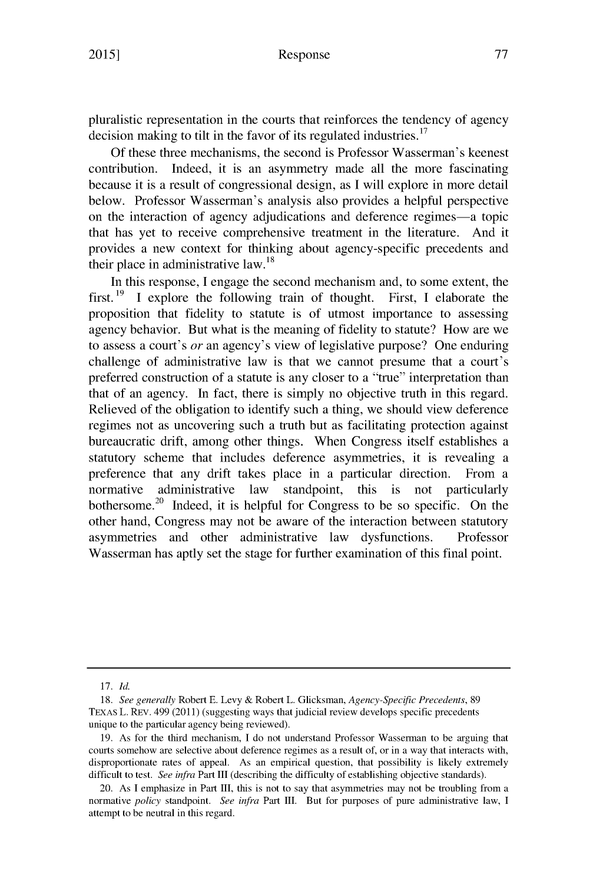pluralistic representation in the courts that reinforces the tendency of agency decision making to tilt in the favor of its regulated industries.[17]

Of these three mechanisms, the second is Professor Wasserman's keenest contribution. Indeed, it is an asymmetry made all the more fascinating because it is a result of congressional design, as I will explore in more detail below. Professor Wasserman's analysis also provides a helpful perspective on the interaction of agency adjudications and deference regimes—a topic that has yet to receive comprehensive treatment in the literature. And it provides a new context for thinking about agency-specific precedents and their place in administrative law.[18]

In this response, I engage the second mechanism and, to some extent, the first.[19] I explore the following train of thought. First, I elaborate the proposition that fidelity to statute is of utmost importance to assessing agency behavior. But what is the meaning of fidelity to statute? How are we to assess a court's *or* an agency's view of legislative purpose? One enduring challenge of administrative law is that we cannot presume that a court's preferred construction of a statute is any closer to a "true" interpretation than that of an agency. In fact, there is simply no objective truth in this regard. Relieved of the obligation to identify such a thing, we should view deference regimes not as uncovering such a truth but as facilitating protection against bureaucratic drift, among other things. When Congress itself establishes a statutory scheme that includes deference asymmetries, it is revealing a preference that any drift takes place in a particular direction. From a normative administrative law standpoint, this is not particularly bothersome.[20] Indeed, it is helpful for Congress to be so specific. On the other hand, Congress may not be aware of the interaction between statutory asymmetries and other administrative law dysfunctions. Professor Wasserman has aptly set the stage for further examination of this final point.

---

17. *Id.*

18. *See generally* Robert E. Levy & Robert L. Glicksman, *Agency-Specific Precedents*, 89 TEXAS L. REV. 499 (2011) (suggesting ways that judicial review develops specific precedents unique to the particular agency being reviewed).

19. As for the third mechanism, I do not understand Professor Wasserman to be arguing that courts somehow are selective about deference regimes as a result of, or in a way that interacts with, disproportionate rates of appeal. As an empirical question, that possibility is likely extremely difficult to test. *See infra* Part III (describing the difficulty of establishing objective standards).

20. As I emphasize in Part III, this is not to say that asymmetries may not be troubling from a normative *policy* standpoint. *See infra* Part III. But for purposes of pure administrative law, I attempt to be neutral in this regard.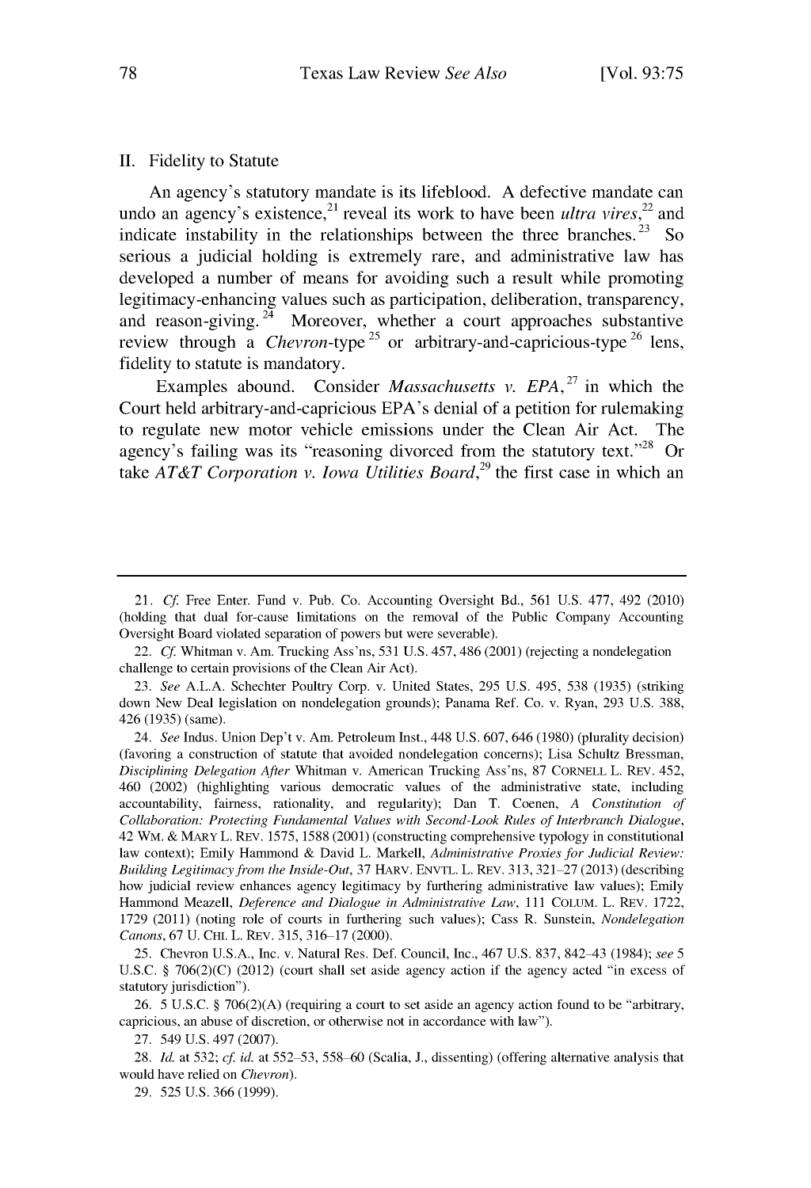## II. Fidelity to Statute

An agency's statutory mandate is its lifeblood. A defective mandate can undo an agency's existence,[21] reveal its work to have been *ultra vires*,[22] and indicate instability in the relationships between the three branches.[23] So serious a judicial holding is extremely rare, and administrative law has developed a number of means for avoiding such a result while promoting legitimacy-enhancing values such as participation, deliberation, transparency, and reason-giving.[24] Moreover, whether a court approaches substantive review through a *Chevron*-type[25] or arbitrary-and-capricious-type[26] lens, fidelity to statute is mandatory.

Examples abound. Consider *Massachusetts v. EPA*,[27] in which the Court held arbitrary-and-capricious EPA's denial of a petition for rulemaking to regulate new motor vehicle emissions under the Clean Air Act. The agency's failing was its "reasoning divorced from the statutory text."[28] Or take *AT&T Corporation v. Iowa Utilities Board*,[29] the first case in which an

---

21. *Cf.* Free Enter. Fund v. Pub. Co. Accounting Oversight Bd., 561 U.S. 477, 492 (2010) (holding that dual for-cause limitations on the removal of the Public Company Accounting Oversight Board violated separation of powers but were severable).

22. *Cf.* Whitman v. Am. Trucking Ass'ns, 531 U.S. 457, 486 (2001) (rejecting a nondelegation challenge to certain provisions of the Clean Air Act).

23. *See* A.L.A. Schechter Poultry Corp. v. United States, 295 U.S. 495, 538 (1935) (striking down New Deal legislation on nondelegation grounds); Panama Ref. Co. v. Ryan, 293 U.S. 388, 426 (1935) (same).

24. *See* Indus. Union Dep't v. Am. Petroleum Inst., 448 U.S. 607, 646 (1980) (plurality decision) (favoring a construction of statute that avoided nondelegation concerns); Lisa Schultz Bressman, *Disciplining Delegation After* Whitman v. American Trucking Ass'ns, 87 CORNELL L. REV. 452, 460 (2002) (highlighting various democratic values of the administrative state, including accountability, fairness, rationality, and regularity); Dan T. Coenen, *A Constitution of Collaboration: Protecting Fundamental Values with Second-Look Rules of Interbranch Dialogue*, 42 WM. & MARY L. REV. 1575, 1588 (2001) (constructing comprehensive typology in constitutional law context); Emily Hammond & David L. Markell, *Administrative Proxies for Judicial Review: Building Legitimacy from the Inside-Out*, 37 HARV. ENVTL. L. REV. 313, 321–27 (2013) (describing how judicial review enhances agency legitimacy by furthering administrative law values); Emily Hammond Meazell, *Deference and Dialogue in Administrative Law*, 111 COLUM. L. REV. 1722, 1729 (2011) (noting role of courts in furthering such values); Cass R. Sunstein, *Nondelegation Canons*, 67 U. CHI. L. REV. 315, 316–17 (2000).

25. Chevron U.S.A., Inc. v. Natural Res. Def. Council, Inc., 467 U.S. 837, 842–43 (1984); *see* 5 U.S.C. § 706(2)(C) (2012) (court shall set aside agency action if the agency acted "in excess of statutory jurisdiction").

26. 5 U.S.C. § 706(2)(A) (requiring a court to set aside an agency action found to be "arbitrary, capricious, an abuse of discretion, or otherwise not in accordance with law").

27. 549 U.S. 497 (2007).

28. *Id.* at 532; *cf. id.* at 552–53, 558–60 (Scalia, J., dissenting) (offering alternative analysis that would have relied on *Chevron*).

29. 525 U.S. 366 (1999).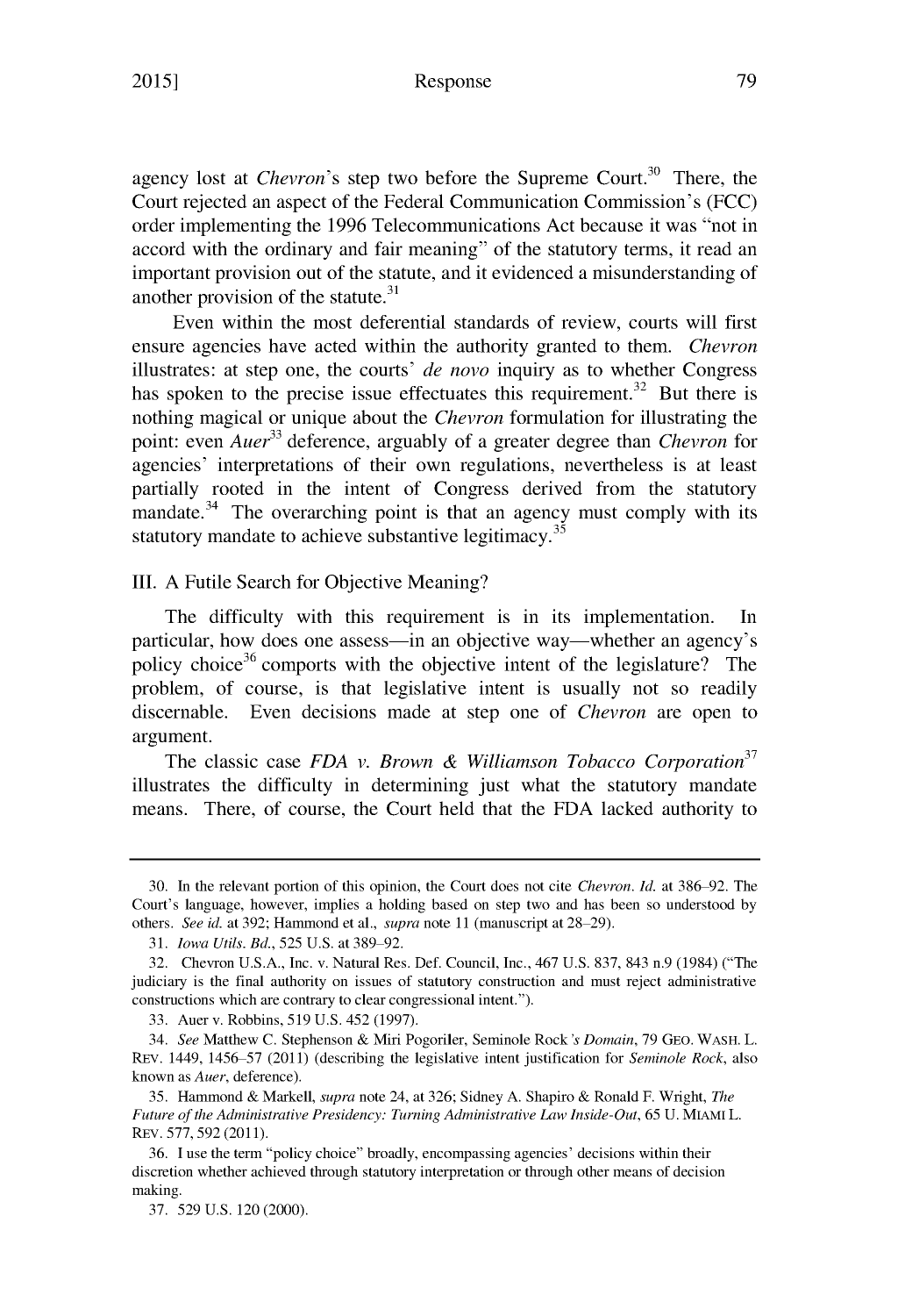agency lost at *Chevron*'s step two before the Supreme Court.[30] There, the Court rejected an aspect of the Federal Communication Commission's (FCC) order implementing the 1996 Telecommunications Act because it was "not in accord with the ordinary and fair meaning" of the statutory terms, it read an important provision out of the statute, and it evidenced a misunderstanding of another provision of the statute.[31]

Even within the most deferential standards of review, courts will first ensure agencies have acted within the authority granted to them. *Chevron* illustrates: at step one, the courts' *de novo* inquiry as to whether Congress has spoken to the precise issue effectuates this requirement.[32] But there is nothing magical or unique about the *Chevron* formulation for illustrating the point: even *Auer*[33] deference, arguably of a greater degree than *Chevron* for agencies' interpretations of their own regulations, nevertheless is at least partially rooted in the intent of Congress derived from the statutory mandate.[34] The overarching point is that an agency must comply with its statutory mandate to achieve substantive legitimacy.[35]

## III. A Futile Search for Objective Meaning?

The difficulty with this requirement is in its implementation. In particular, how does one assess—in an objective way—whether an agency's policy choice[36] comports with the objective intent of the legislature? The problem, of course, is that legislative intent is usually not so readily discernable. Even decisions made at step one of *Chevron* are open to argument.

The classic case *FDA v. Brown & Williamson Tobacco Corporation*[37] illustrates the difficulty in determining just what the statutory mandate means. There, of course, the Court held that the FDA lacked authority to

---

30. In the relevant portion of this opinion, the Court does not cite *Chevron*. *Id.* at 386–92. The Court's language, however, implies a holding based on step two and has been so understood by others. *See id.* at 392; Hammond et al., *supra* note 11 (manuscript at 28–29).

31. *Iowa Utils. Bd.*, 525 U.S. at 389–92.

32. Chevron U.S.A., Inc. v. Natural Res. Def. Council, Inc., 467 U.S. 837, 843 n.9 (1984) ("The judiciary is the final authority on issues of statutory construction and must reject administrative constructions which are contrary to clear congressional intent.").

33. Auer v. Robbins, 519 U.S. 452 (1997).

34. *See* Matthew C. Stephenson & Miri Pogoriler, Seminole Rock*'s Domain*, 79 GEO. WASH. L. REV. 1449, 1456–57 (2011) (describing the legislative intent justification for *Seminole Rock*, also known as *Auer*, deference).

35. Hammond & Markell, *supra* note 24, at 326; Sidney A. Shapiro & Ronald F. Wright, *The Future of the Administrative Presidency: Turning Administrative Law Inside-Out*, 65 U. MIAMI L. REV. 577, 592 (2011).

36. I use the term "policy choice" broadly, encompassing agencies' decisions within their discretion whether achieved through statutory interpretation or through other means of decision making.

37. 529 U.S. 120 (2000).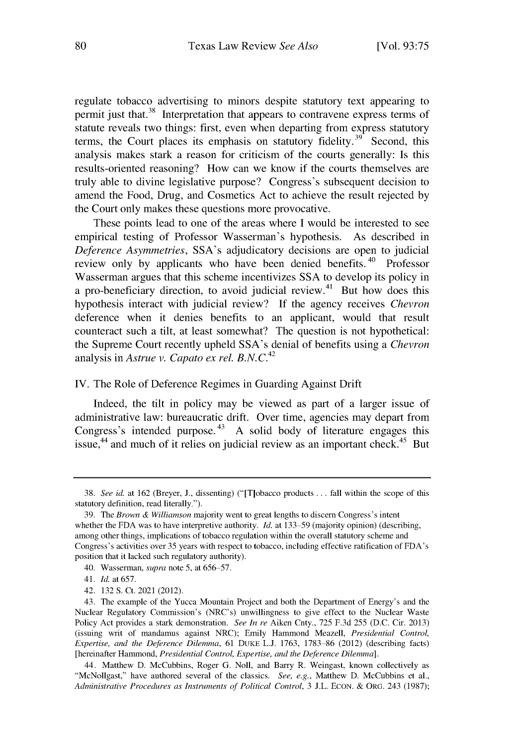regulate tobacco advertising to minors despite statutory text appearing to permit just that.[38] Interpretation that appears to contravene express terms of statute reveals two things: first, even when departing from express statutory terms, the Court places its emphasis on statutory fidelity.[39] Second, this analysis makes stark a reason for criticism of the courts generally: Is this results-oriented reasoning? How can we know if the courts themselves are truly able to divine legislative purpose? Congress's subsequent decision to amend the Food, Drug, and Cosmetics Act to achieve the result rejected by the Court only makes these questions more provocative.

These points lead to one of the areas where I would be interested to see empirical testing of Professor Wasserman's hypothesis. As described in *Deference Asymmetries*, SSA's adjudicatory decisions are open to judicial review only by applicants who have been denied benefits.[40] Professor Wasserman argues that this scheme incentivizes SSA to develop its policy in a pro-beneficiary direction, to avoid judicial review.[41] But how does this hypothesis interact with judicial review? If the agency receives *Chevron* deference when it denies benefits to an applicant, would that result counteract such a tilt, at least somewhat? The question is not hypothetical: the Supreme Court recently upheld SSA's denial of benefits using a *Chevron* analysis in *Astrue v. Capato ex rel. B.N.C.*[42]

## IV. The Role of Deference Regimes in Guarding Against Drift

Indeed, the tilt in policy may be viewed as part of a larger issue of administrative law: bureaucratic drift. Over time, agencies may depart from Congress's intended purpose.[43] A solid body of literature engages this issue,[44] and much of it relies on judicial review as an important check.[45] But

---

38. *See id.* at 162 (Breyer, J., dissenting) ("[T]obacco products . . . fall within the scope of this statutory definition, read literally.").

39. The *Brown & Williamson* majority went to great lengths to discern Congress's intent whether the FDA was to have interpretive authority. *Id.* at 133–59 (majority opinion) (describing, among other things, implications of tobacco regulation within the overall statutory scheme and Congress's activities over 35 years with respect to tobacco, including effective ratification of FDA's position that it lacked such regulatory authority).

40. Wasserman, *supra* note 5, at 656–57.

41. *Id.* at 657.

42. 132 S. Ct. 2021 (2012).

43. The example of the Yucca Mountain Project and both the Department of Energy's and the Nuclear Regulatory Commission's (NRC's) unwillingness to give effect to the Nuclear Waste Policy Act provides a stark demonstration. *See In re* Aiken Cnty., 725 F.3d 255 (D.C. Cir. 2013) (issuing writ of mandamus against NRC); Emily Hammond Meazell, *Presidential Control, Expertise, and the Deference Dilemma*, 61 DUKE L.J. 1763, 1783–86 (2012) (describing facts) [hereinafter Hammond, *Presidential Control, Expertise, and the Deference Dilemma*].

44. Matthew D. McCubbins, Roger G. Noll, and Barry R. Weingast, known collectively as "McNollgast," have authored several of the classics. *See, e.g.*, Matthew D. McCubbins et al., *Administrative Procedures as Instruments of Political Control*, 3 J.L. ECON. & ORG. 243 (1987);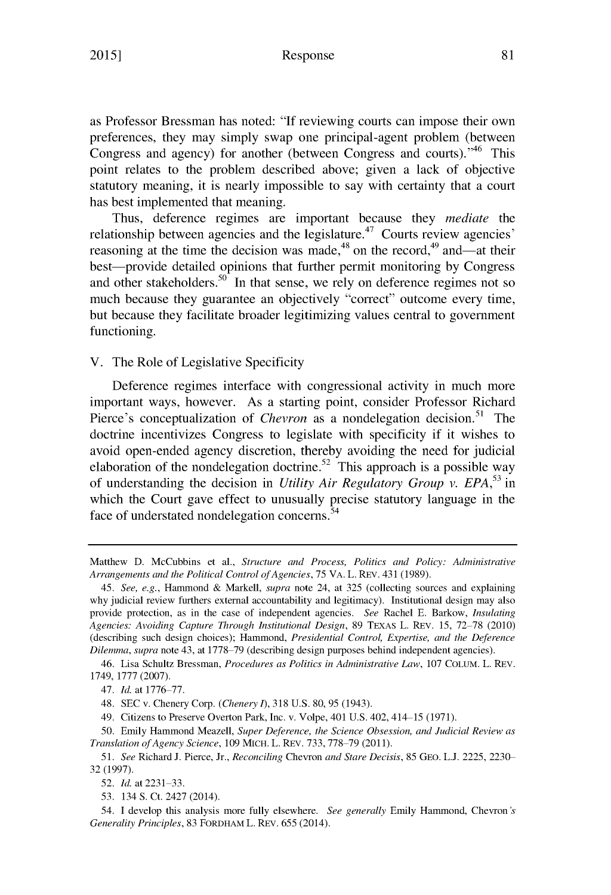as Professor Bressman has noted: "If reviewing courts can impose their own preferences, they may simply swap one principal-agent problem (between Congress and agency) for another (between Congress and courts)."[46] This point relates to the problem described above; given a lack of objective statutory meaning, it is nearly impossible to say with certainty that a court has best implemented that meaning.

Thus, deference regimes are important because they *mediate* the relationship between agencies and the legislature.[47] Courts review agencies' reasoning at the time the decision was made,[48] on the record,[49] and—at their best—provide detailed opinions that further permit monitoring by Congress and other stakeholders.[50] In that sense, we rely on deference regimes not so much because they guarantee an objectively "correct" outcome every time, but because they facilitate broader legitimizing values central to government functioning.

## V. The Role of Legislative Specificity

Deference regimes interface with congressional activity in much more important ways, however. As a starting point, consider Professor Richard Pierce's conceptualization of *Chevron* as a nondelegation decision.[51] The doctrine incentivizes Congress to legislate with specificity if it wishes to avoid open-ended agency discretion, thereby avoiding the need for judicial elaboration of the nondelegation doctrine.[52] This approach is a possible way of understanding the decision in *Utility Air Regulatory Group v. EPA*,[53] in which the Court gave effect to unusually precise statutory language in the face of understated nondelegation concerns.[54]

---

Matthew D. McCubbins et al., *Structure and Process, Politics and Policy: Administrative Arrangements and the Political Control of Agencies*, 75 VA. L. REV. 431 (1989).

45. *See, e.g.*, Hammond & Markell, *supra* note 24, at 325 (collecting sources and explaining why judicial review furthers external accountability and legitimacy). Institutional design may also provide protection, as in the case of independent agencies. *See* Rachel E. Barkow, *Insulating Agencies: Avoiding Capture Through Institutional Design*, 89 TEXAS L. REV. 15, 72–78 (2010) (describing such design choices); Hammond, *Presidential Control, Expertise, and the Deference Dilemma*, *supra* note 43, at 1778–79 (describing design purposes behind independent agencies).

46. Lisa Schultz Bressman, *Procedures as Politics in Administrative Law*, 107 COLUM. L. REV. 1749, 1777 (2007).

47. *Id.* at 1776–77.

48. SEC v. Chenery Corp. (*Chenery I*), 318 U.S. 80, 95 (1943).

49. Citizens to Preserve Overton Park, Inc. v. Volpe, 401 U.S. 402, 414–15 (1971).

50. Emily Hammond Meazell, *Super Deference, the Science Obsession, and Judicial Review as Translation of Agency Science*, 109 MICH. L. REV. 733, 778–79 (2011).

51. *See* Richard J. Pierce, Jr., *Reconciling* Chevron *and Stare Decisis*, 85 GEO. L.J. 2225, 2230–32 (1997).

52. *Id.* at 2231–33.

53. 134 S. Ct. 2427 (2014).

54. I develop this analysis more fully elsewhere. *See generally* Emily Hammond, Chevron*'s Generality Principles*, 83 FORDHAM L. REV. 655 (2014).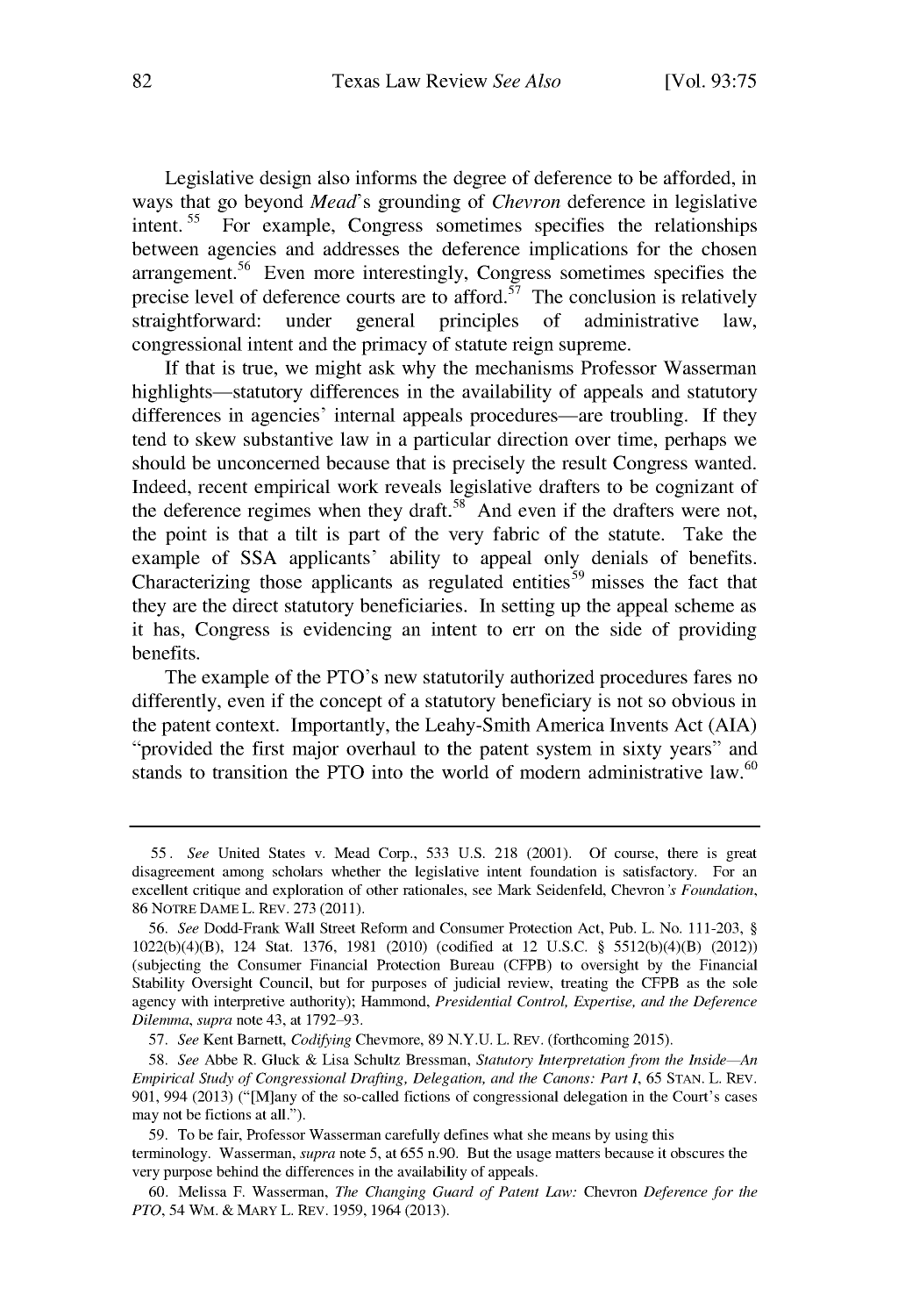Legislative design also informs the degree of deference to be afforded, in ways that go beyond *Mead*'s grounding of *Chevron* deference in legislative intent.[55] For example, Congress sometimes specifies the relationships between agencies and addresses the deference implications for the chosen arrangement.[56] Even more interestingly, Congress sometimes specifies the precise level of deference courts are to afford.[57] The conclusion is relatively straightforward: under general principles of administrative law, congressional intent and the primacy of statute reign supreme.

If that is true, we might ask why the mechanisms Professor Wasserman highlights—statutory differences in the availability of appeals and statutory differences in agencies' internal appeals procedures—are troubling. If they tend to skew substantive law in a particular direction over time, perhaps we should be unconcerned because that is precisely the result Congress wanted. Indeed, recent empirical work reveals legislative drafters to be cognizant of the deference regimes when they draft.[58] And even if the drafters were not, the point is that a tilt is part of the very fabric of the statute. Take the example of SSA applicants' ability to appeal only denials of benefits. Characterizing those applicants as regulated entities[59] misses the fact that they are the direct statutory beneficiaries. In setting up the appeal scheme as it has, Congress is evidencing an intent to err on the side of providing benefits.

The example of the PTO's new statutorily authorized procedures fares no differently, even if the concept of a statutory beneficiary is not so obvious in the patent context. Importantly, the Leahy-Smith America Invents Act (AIA) "provided the first major overhaul to the patent system in sixty years" and stands to transition the PTO into the world of modern administrative law.[60]

---

55. *See* United States v. Mead Corp., 533 U.S. 218 (2001). Of course, there is great disagreement among scholars whether the legislative intent foundation is satisfactory. For an excellent critique and exploration of other rationales, see Mark Seidenfeld, Chevron*'s Foundation*, 86 NOTRE DAME L. REV. 273 (2011).

56. *See* Dodd-Frank Wall Street Reform and Consumer Protection Act, Pub. L. No. 111-203, § 1022(b)(4)(B), 124 Stat. 1376, 1981 (2010) (codified at 12 U.S.C. § 5512(b)(4)(B) (2012)) (subjecting the Consumer Financial Protection Bureau (CFPB) to oversight by the Financial Stability Oversight Council, but for purposes of judicial review, treating the CFPB as the sole agency with interpretive authority); Hammond, *Presidential Control, Expertise, and the Deference Dilemma*, *supra* note 43, at 1792–93.

57. *See* Kent Barnett, *Codifying* Chevmore, 89 N.Y.U. L. REV. (forthcoming 2015).

58. *See* Abbe R. Gluck & Lisa Schultz Bressman, *Statutory Interpretation from the Inside—An Empirical Study of Congressional Drafting, Delegation, and the Canons: Part I*, 65 STAN. L. REV. 901, 994 (2013) ("[M]any of the so-called fictions of congressional delegation in the Court's cases may not be fictions at all.").

59. To be fair, Professor Wasserman carefully defines what she means by using this terminology. Wasserman, *supra* note 5, at 655 n.90. But the usage matters because it obscures the very purpose behind the differences in the availability of appeals.

60. Melissa F. Wasserman, *The Changing Guard of Patent Law:* Chevron *Deference for the PTO*, 54 WM. & MARY L. REV. 1959, 1964 (2013).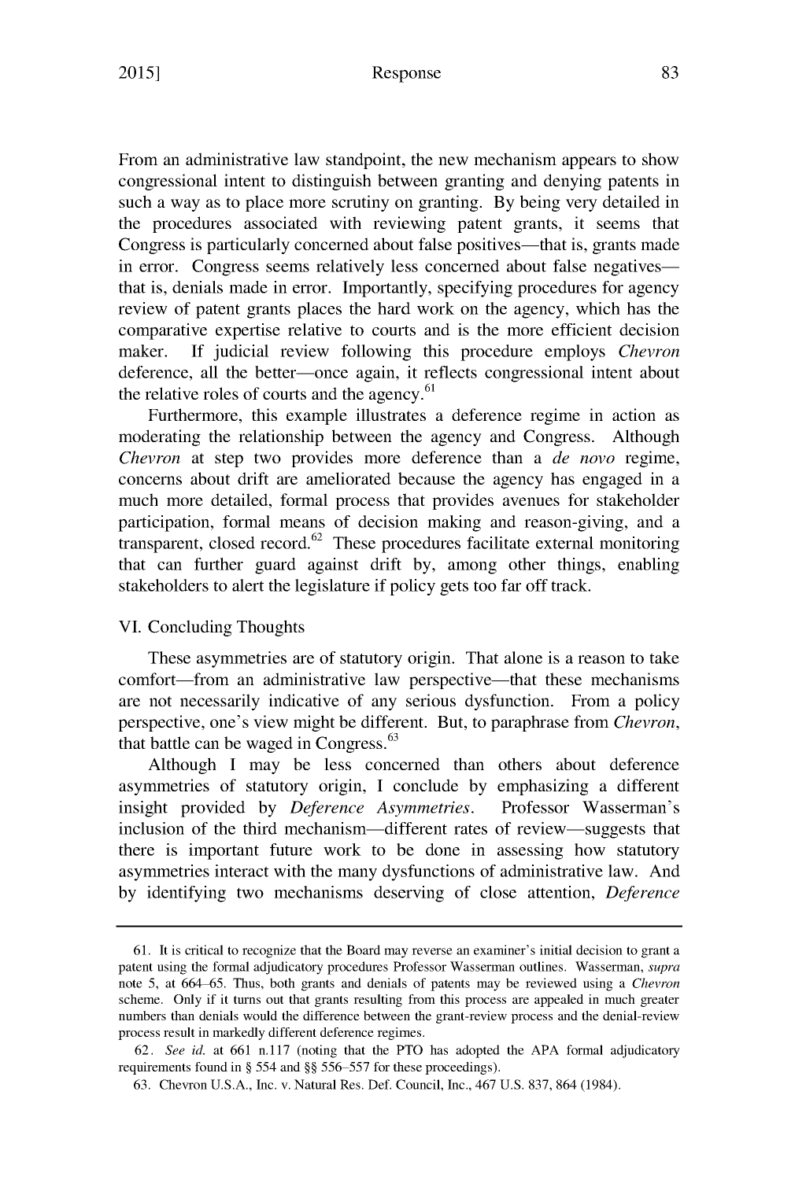From an administrative law standpoint, the new mechanism appears to show congressional intent to distinguish between granting and denying patents in such a way as to place more scrutiny on granting. By being very detailed in the procedures associated with reviewing patent grants, it seems that Congress is particularly concerned about false positives—that is, grants made in error. Congress seems relatively less concerned about false negatives—that is, denials made in error. Importantly, specifying procedures for agency review of patent grants places the hard work on the agency, which has the comparative expertise relative to courts and is the more efficient decision maker. If judicial review following this procedure employs *Chevron* deference, all the better—once again, it reflects congressional intent about the relative roles of courts and the agency.[61]

Furthermore, this example illustrates a deference regime in action as moderating the relationship between the agency and Congress. Although *Chevron* at step two provides more deference than a *de novo* regime, concerns about drift are ameliorated because the agency has engaged in a much more detailed, formal process that provides avenues for stakeholder participation, formal means of decision making and reason-giving, and a transparent, closed record.[62] These procedures facilitate external monitoring that can further guard against drift by, among other things, enabling stakeholders to alert the legislature if policy gets too far off track.

## VI. Concluding Thoughts

These asymmetries are of statutory origin. That alone is a reason to take comfort—from an administrative law perspective—that these mechanisms are not necessarily indicative of any serious dysfunction. From a policy perspective, one's view might be different. But, to paraphrase from *Chevron*, that battle can be waged in Congress.[63]

Although I may be less concerned than others about deference asymmetries of statutory origin, I conclude by emphasizing a different insight provided by *Deference Asymmetries*. Professor Wasserman's inclusion of the third mechanism—different rates of review—suggests that there is important future work to be done in assessing how statutory asymmetries interact with the many dysfunctions of administrative law. And by identifying two mechanisms deserving of close attention, *Deference*

---

61. It is critical to recognize that the Board may reverse an examiner's initial decision to grant a patent using the formal adjudicatory procedures Professor Wasserman outlines. Wasserman, *supra* note 5, at 664–65. Thus, both grants and denials of patents may be reviewed using a *Chevron* scheme. Only if it turns out that grants resulting from this process are appealed in much greater numbers than denials would the difference between the grant-review process and the denial-review process result in markedly different deference regimes.

62. *See id.* at 661 n.117 (noting that the PTO has adopted the APA formal adjudicatory requirements found in § 554 and §§ 556–557 for these proceedings).

63. Chevron U.S.A., Inc. v. Natural Res. Def. Council, Inc., 467 U.S. 837, 864 (1984).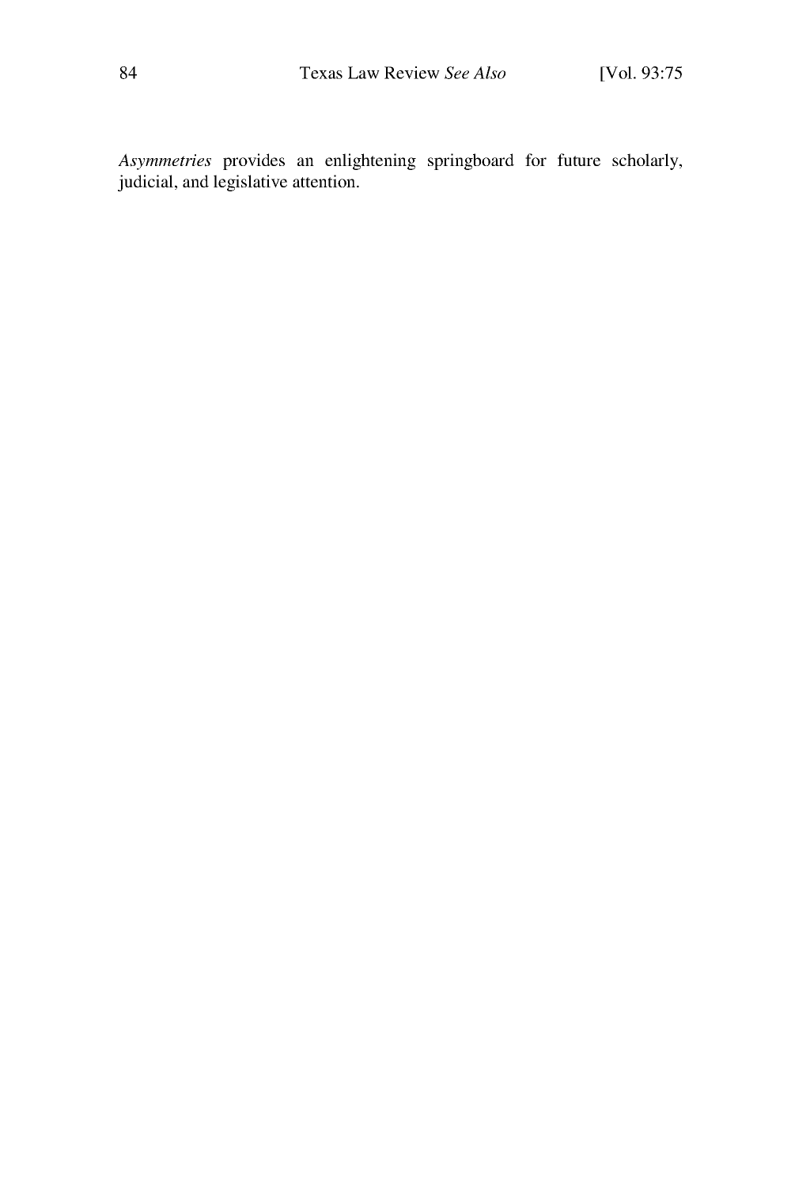*Asymmetries* provides an enlightening springboard for future scholarly, judicial, and legislative attention.